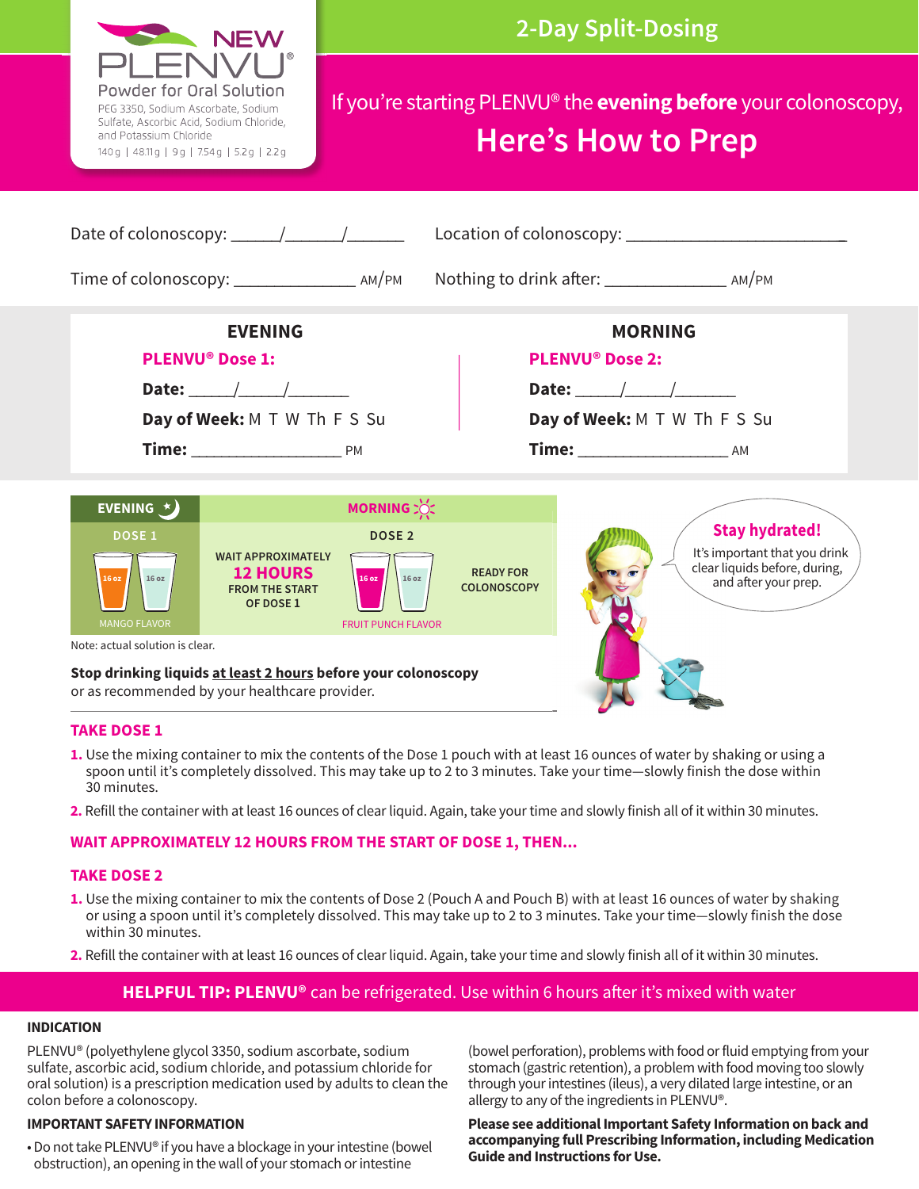NEW

# PLENVU®

Powder for Oral Solution

PEG 3350, Sodium Ascorbate, Sodium Sulfate, Ascorbic Acid, Sodium Chloride, and Potassium Chloride

140 g | 48.11 g | 9 g | 7.54 g | 5.2 g | 2.2 g

## 2-Day Split-Dosing

If you're starting PLENVU® the **evening before** your colonoscopy,

# Here's How to Prep

Date of colonoscopy: _____/______/______

Location of colonoscopy: ________________________

Time of colonoscopy: _____________ AM/PM

Nothing to drink after: _____________ AM/PM

| EVENING | MORNING |
|---|---|
| **PLENVU® Dose 1:** | **PLENVU® Dose 2:** |
| **Date:** _____/_____/______ | **Date:** _____/_____/______ |
| **Day of Week:** M T W Th F S Su | **Day of Week:** M T W Th F S Su |
| **Time:** ________________ PM | **Time:** ________________ AM |

| EVENING | MORNING | | |
|---|---|---|---|
| DOSE 1 | | DOSE 2 | |
| 16 oz / 16 oz | WAIT APPROXIMATELY **12 HOURS** FROM THE START OF DOSE 1 | 16 oz / 16 oz | READY FOR COLONOSCOPY |
| MANGO FLAVOR | | FRUIT PUNCH FLAVOR | |

Note: actual solution is clear.

**Stop drinking liquids <u>at least 2 hours</u> before your colonoscopy** or as recommended by your healthcare provider.

**Stay hydrated!**

It's important that you drink clear liquids before, during, and after your prep.

### TAKE DOSE 1

1. Use the mixing container to mix the contents of the Dose 1 pouch with at least 16 ounces of water by shaking or using a spoon until it's completely dissolved. This may take up to 2 to 3 minutes. Take your time—slowly finish the dose within 30 minutes.
2. Refill the container with at least 16 ounces of clear liquid. Again, take your time and slowly finish all of it within 30 minutes.

### WAIT APPROXIMATELY 12 HOURS FROM THE START OF DOSE 1, THEN...

### TAKE DOSE 2

1. Use the mixing container to mix the contents of Dose 2 (Pouch A and Pouch B) with at least 16 ounces of water by shaking or using a spoon until it's completely dissolved. This may take up to 2 to 3 minutes. Take your time—slowly finish the dose within 30 minutes.
2. Refill the container with at least 16 ounces of clear liquid. Again, take your time and slowly finish all of it within 30 minutes.

**HELPFUL TIP: PLENVU®** can be refrigerated. Use within 6 hours after it's mixed with water

### INDICATION

PLENVU® (polyethylene glycol 3350, sodium ascorbate, sodium sulfate, ascorbic acid, sodium chloride, and potassium chloride for oral solution) is a prescription medication used by adults to clean the colon before a colonoscopy.

### IMPORTANT SAFETY INFORMATION

- Do not take PLENVU® if you have a blockage in your intestine (bowel obstruction), an opening in the wall of your stomach or intestine (bowel perforation), problems with food or fluid emptying from your stomach (gastric retention), a problem with food moving too slowly through your intestines (ileus), a very dilated large intestine, or an allergy to any of the ingredients in PLENVU®.

**Please see additional Important Safety Information on back and accompanying full Prescribing Information, including Medication Guide and Instructions for Use.**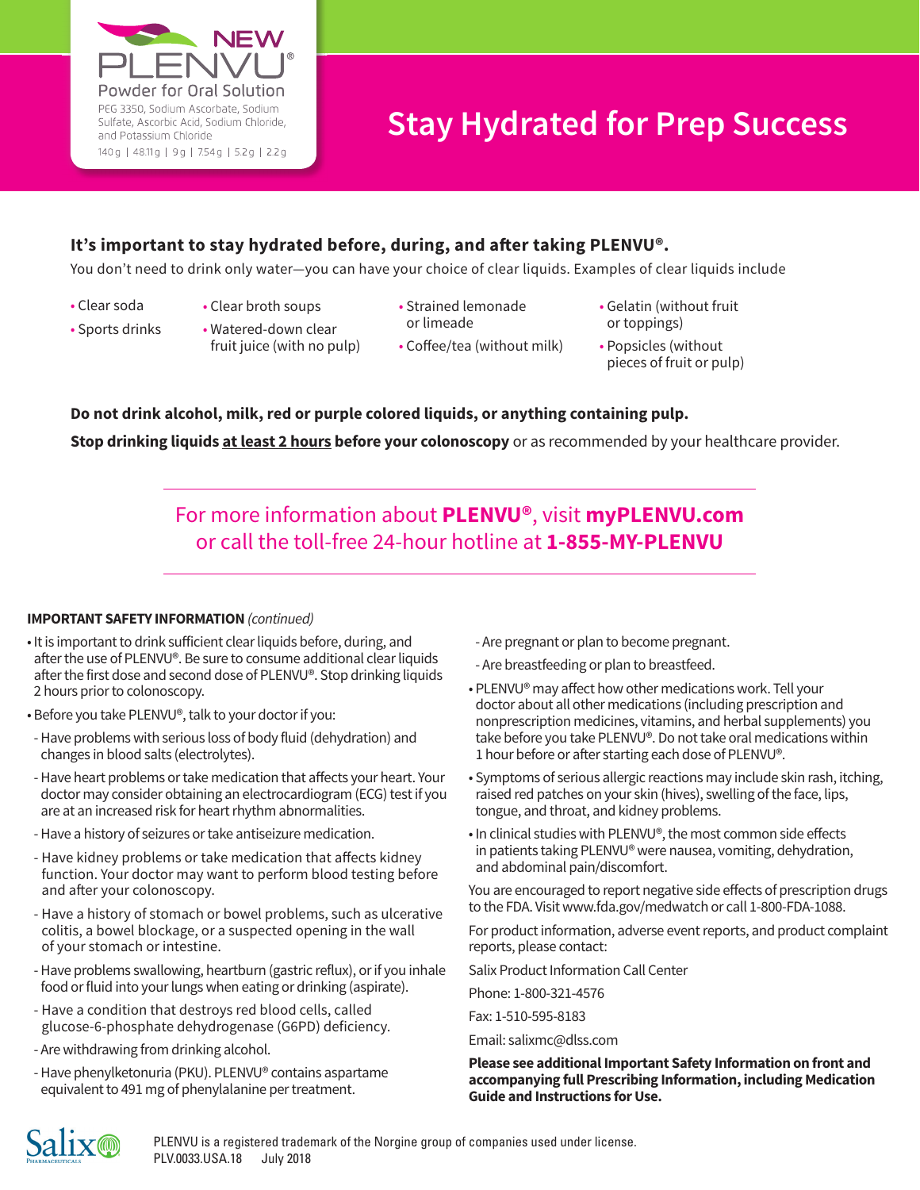NEW PLENVU®

Powder for Oral Solution

PEG 3350, Sodium Ascorbate, Sodium Sulfate, Ascorbic Acid, Sodium Chloride, and Potassium Chloride

140 g | 48.11 g | 9 g | 7.54 g | 5.2 g | 2.2 g

# Stay Hydrated for Prep Success

### It's important to stay hydrated before, during, and after taking PLENVU®.

You don't need to drink only water—you can have your choice of clear liquids. Examples of clear liquids include

- Clear soda
- Sports drinks
- Clear broth soups
- Watered-down clear fruit juice (with no pulp)
- Strained lemonade or limeade
- Coffee/tea (without milk)
- Gelatin (without fruit or toppings)
- Popsicles (without pieces of fruit or pulp)

**Do not drink alcohol, milk, red or purple colored liquids, or anything containing pulp.**

**Stop drinking liquids <u>at least 2 hours</u> before your colonoscopy** or as recommended by your healthcare provider.

For more information about **PLENVU®**, visit **myPLENVU.com** or call the toll-free 24-hour hotline at **1-855-MY-PLENVU**

**IMPORTANT SAFETY INFORMATION** *(continued)*

- It is important to drink sufficient clear liquids before, during, and after the use of PLENVU®. Be sure to consume additional clear liquids after the first dose and second dose of PLENVU®. Stop drinking liquids 2 hours prior to colonoscopy.
- Before you take PLENVU®, talk to your doctor if you:
  - Have problems with serious loss of body fluid (dehydration) and changes in blood salts (electrolytes).
  - Have heart problems or take medication that affects your heart. Your doctor may consider obtaining an electrocardiogram (ECG) test if you are at an increased risk for heart rhythm abnormalities.
  - Have a history of seizures or take antiseizure medication.
  - Have kidney problems or take medication that affects kidney function. Your doctor may want to perform blood testing before and after your colonoscopy.
  - Have a history of stomach or bowel problems, such as ulcerative colitis, a bowel blockage, or a suspected opening in the wall of your stomach or intestine.
  - Have problems swallowing, heartburn (gastric reflux), or if you inhale food or fluid into your lungs when eating or drinking (aspirate).
  - Have a condition that destroys red blood cells, called glucose-6-phosphate dehydrogenase (G6PD) deficiency.
  - Are withdrawing from drinking alcohol.
  - Have phenylketonuria (PKU). PLENVU® contains aspartame equivalent to 491 mg of phenylalanine per treatment.
  - Are pregnant or plan to become pregnant.
  - Are breastfeeding or plan to breastfeed.
- PLENVU® may affect how other medications work. Tell your doctor about all other medications (including prescription and nonprescription medicines, vitamins, and herbal supplements) you take before you take PLENVU®. Do not take oral medications within 1 hour before or after starting each dose of PLENVU®.
- Symptoms of serious allergic reactions may include skin rash, itching, raised red patches on your skin (hives), swelling of the face, lips, tongue, and throat, and kidney problems.
- In clinical studies with PLENVU®, the most common side effects in patients taking PLENVU® were nausea, vomiting, dehydration, and abdominal pain/discomfort.

You are encouraged to report negative side effects of prescription drugs to the FDA. Visit www.fda.gov/medwatch or call 1-800-FDA-1088.

For product information, adverse event reports, and product complaint reports, please contact:

Salix Product Information Call Center

Phone: 1-800-321-4576

Fax: 1-510-595-8183

Email: salixmc@dlss.com

**Please see additional Important Safety Information on front and accompanying full Prescribing Information, including Medication Guide and Instructions for Use.**

Salix Pharmaceuticals

PLENVU is a registered trademark of the Norgine group of companies used under license.

PLV.0033.USA.18 July 2018